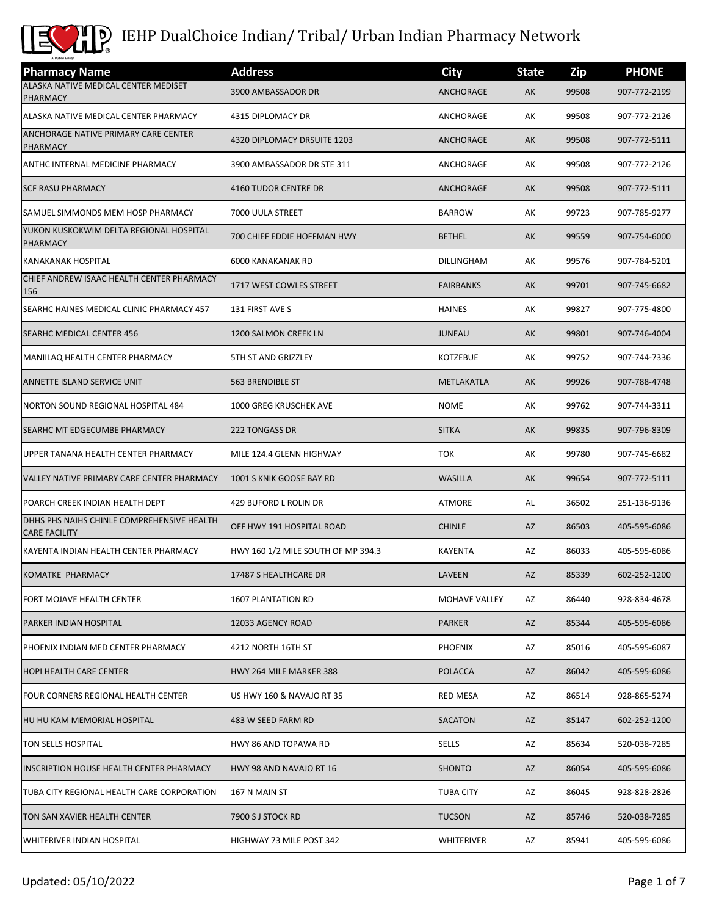# IEHP DualChoice Indian/ Tribal/ Urban Indian Pharmacy Network

| Pharmacy Name | Address | City | State | Zip | PHONE |
|---|---|---|---|---|---|
| ALASKA NATIVE MEDICAL CENTER MEDISET PHARMACY | 3900 AMBASSADOR DR | ANCHORAGE | AK | 99508 | 907-772-2199 |
| ALASKA NATIVE MEDICAL CENTER PHARMACY | 4315 DIPLOMACY DR | ANCHORAGE | AK | 99508 | 907-772-2126 |
| ANCHORAGE NATIVE PRIMARY CARE CENTER PHARMACY | 4320 DIPLOMACY DRSUITE 1203 | ANCHORAGE | AK | 99508 | 907-772-5111 |
| ANTHC INTERNAL MEDICINE PHARMACY | 3900 AMBASSADOR DR STE 311 | ANCHORAGE | AK | 99508 | 907-772-2126 |
| SCF RASU PHARMACY | 4160 TUDOR CENTRE DR | ANCHORAGE | AK | 99508 | 907-772-5111 |
| SAMUEL SIMMONDS MEM HOSP PHARMACY | 7000 UULA STREET | BARROW | AK | 99723 | 907-785-9277 |
| YUKON KUSKOKWIM DELTA REGIONAL HOSPITAL PHARMACY | 700 CHIEF EDDIE HOFFMAN HWY | BETHEL | AK | 99559 | 907-754-6000 |
| KANAKANAK HOSPITAL | 6000 KANAKANAK RD | DILLINGHAM | AK | 99576 | 907-784-5201 |
| CHIEF ANDREW ISAAC HEALTH CENTER PHARMACY 156 | 1717 WEST COWLES STREET | FAIRBANKS | AK | 99701 | 907-745-6682 |
| SEARHC HAINES MEDICAL CLINIC PHARMACY 457 | 131 FIRST AVE S | HAINES | AK | 99827 | 907-775-4800 |
| SEARHC MEDICAL CENTER 456 | 1200 SALMON CREEK LN | JUNEAU | AK | 99801 | 907-746-4004 |
| MANIILAQ HEALTH CENTER PHARMACY | 5TH ST AND GRIZZLEY | KOTZEBUE | AK | 99752 | 907-744-7336 |
| ANNETTE ISLAND SERVICE UNIT | 563 BRENDIBLE ST | METLAKATLA | AK | 99926 | 907-788-4748 |
| NORTON SOUND REGIONAL HOSPITAL 484 | 1000 GREG KRUSCHEK AVE | NOME | AK | 99762 | 907-744-3311 |
| SEARHC MT EDGECUMBE PHARMACY | 222 TONGASS DR | SITKA | AK | 99835 | 907-796-8309 |
| UPPER TANANA HEALTH CENTER PHARMACY | MILE 124.4 GLENN HIGHWAY | TOK | AK | 99780 | 907-745-6682 |
| VALLEY NATIVE PRIMARY CARE CENTER PHARMACY | 1001 S KNIK GOOSE BAY RD | WASILLA | AK | 99654 | 907-772-5111 |
| POARCH CREEK INDIAN HEALTH DEPT | 429 BUFORD L ROLIN DR | ATMORE | AL | 36502 | 251-136-9136 |
| DHHS PHS NAIHS CHINLE COMPREHENSIVE HEALTH CARE FACILITY | OFF HWY 191 HOSPITAL ROAD | CHINLE | AZ | 86503 | 405-595-6086 |
| KAYENTA INDIAN HEALTH CENTER PHARMACY | HWY 160 1/2 MILE SOUTH OF MP 394.3 | KAYENTA | AZ | 86033 | 405-595-6086 |
| KOMATKE PHARMACY | 17487 S HEALTHCARE DR | LAVEEN | AZ | 85339 | 602-252-1200 |
| FORT MOJAVE HEALTH CENTER | 1607 PLANTATION RD | MOHAVE VALLEY | AZ | 86440 | 928-834-4678 |
| PARKER INDIAN HOSPITAL | 12033 AGENCY ROAD | PARKER | AZ | 85344 | 405-595-6086 |
| PHOENIX INDIAN MED CENTER PHARMACY | 4212 NORTH 16TH ST | PHOENIX | AZ | 85016 | 405-595-6087 |
| HOPI HEALTH CARE CENTER | HWY 264 MILE MARKER 388 | POLACCA | AZ | 86042 | 405-595-6086 |
| FOUR CORNERS REGIONAL HEALTH CENTER | US HWY 160 & NAVAJO RT 35 | RED MESA | AZ | 86514 | 928-865-5274 |
| HU HU KAM MEMORIAL HOSPITAL | 483 W SEED FARM RD | SACATON | AZ | 85147 | 602-252-1200 |
| TON SELLS HOSPITAL | HWY 86 AND TOPAWA RD | SELLS | AZ | 85634 | 520-038-7285 |
| INSCRIPTION HOUSE HEALTH CENTER PHARMACY | HWY 98 AND NAVAJO RT 16 | SHONTO | AZ | 86054 | 405-595-6086 |
| TUBA CITY REGIONAL HEALTH CARE CORPORATION | 167 N MAIN ST | TUBA CITY | AZ | 86045 | 928-828-2826 |
| TON SAN XAVIER HEALTH CENTER | 7900 S J STOCK RD | TUCSON | AZ | 85746 | 520-038-7285 |
| WHITERIVER INDIAN HOSPITAL | HIGHWAY 73 MILE POST 342 | WHITERIVER | AZ | 85941 | 405-595-6086 |

Updated: 05/10/2022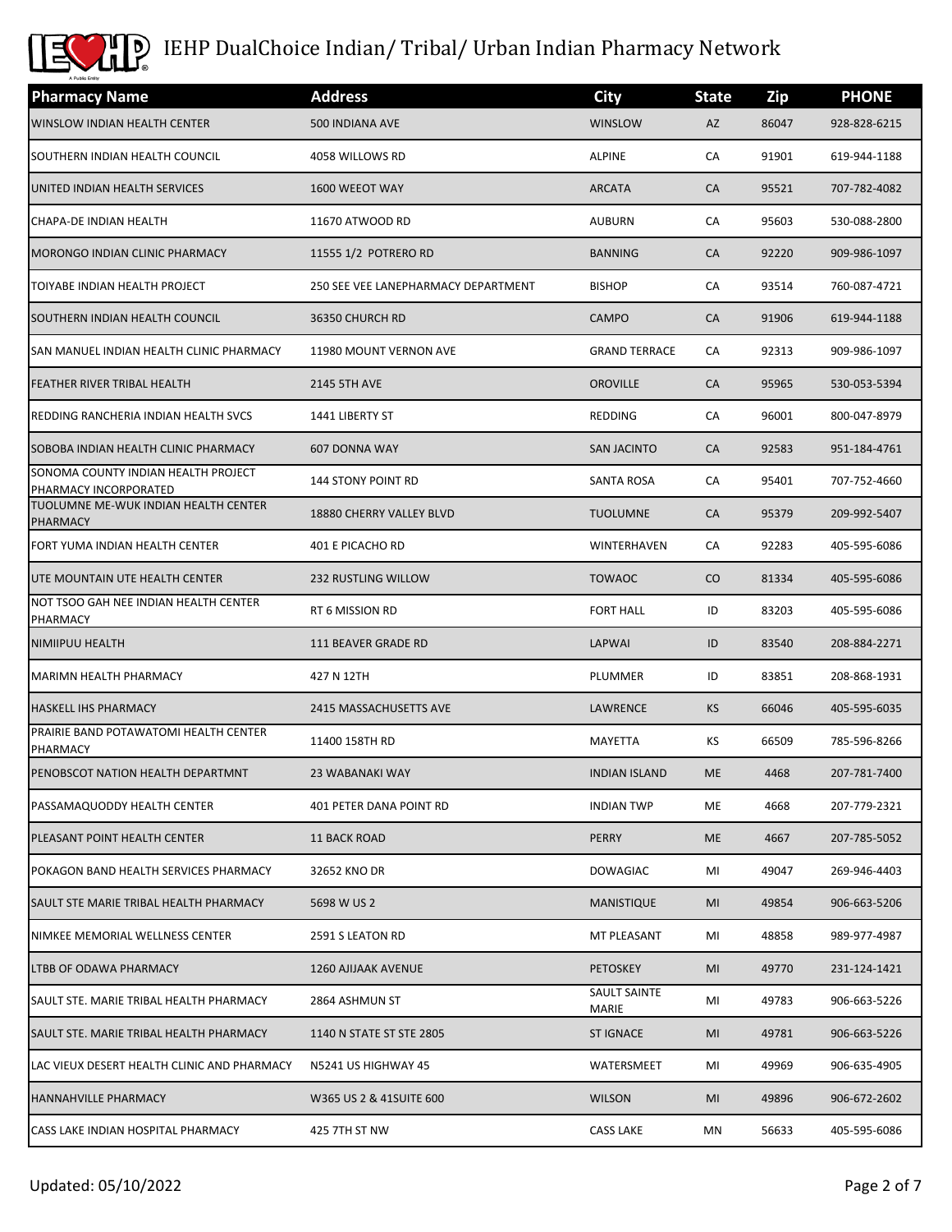# IEHP DualChoice Indian/ Tribal/ Urban Indian Pharmacy Network

| Pharmacy Name | Address | City | State | Zip | PHONE |
|---|---|---|---|---|---|
| WINSLOW INDIAN HEALTH CENTER | 500 INDIANA AVE | WINSLOW | AZ | 86047 | 928-828-6215 |
| SOUTHERN INDIAN HEALTH COUNCIL | 4058 WILLOWS RD | ALPINE | CA | 91901 | 619-944-1188 |
| UNITED INDIAN HEALTH SERVICES | 1600 WEEOT WAY | ARCATA | CA | 95521 | 707-782-4082 |
| CHAPA-DE INDIAN HEALTH | 11670 ATWOOD RD | AUBURN | CA | 95603 | 530-088-2800 |
| MORONGO INDIAN CLINIC PHARMACY | 11555 1/2 POTRERO RD | BANNING | CA | 92220 | 909-986-1097 |
| TOIYABE INDIAN HEALTH PROJECT | 250 SEE VEE LANEPHARMACY DEPARTMENT | BISHOP | CA | 93514 | 760-087-4721 |
| SOUTHERN INDIAN HEALTH COUNCIL | 36350 CHURCH RD | CAMPO | CA | 91906 | 619-944-1188 |
| SAN MANUEL INDIAN HEALTH CLINIC PHARMACY | 11980 MOUNT VERNON AVE | GRAND TERRACE | CA | 92313 | 909-986-1097 |
| FEATHER RIVER TRIBAL HEALTH | 2145 5TH AVE | OROVILLE | CA | 95965 | 530-053-5394 |
| REDDING RANCHERIA INDIAN HEALTH SVCS | 1441 LIBERTY ST | REDDING | CA | 96001 | 800-047-8979 |
| SOBOBA INDIAN HEALTH CLINIC PHARMACY | 607 DONNA WAY | SAN JACINTO | CA | 92583 | 951-184-4761 |
| SONOMA COUNTY INDIAN HEALTH PROJECT PHARMACY INCORPORATED | 144 STONY POINT RD | SANTA ROSA | CA | 95401 | 707-752-4660 |
| TUOLUMNE ME-WUK INDIAN HEALTH CENTER PHARMACY | 18880 CHERRY VALLEY BLVD | TUOLUMNE | CA | 95379 | 209-992-5407 |
| FORT YUMA INDIAN HEALTH CENTER | 401 E PICACHO RD | WINTERHAVEN | CA | 92283 | 405-595-6086 |
| UTE MOUNTAIN UTE HEALTH CENTER | 232 RUSTLING WILLOW | TOWAOC | CO | 81334 | 405-595-6086 |
| NOT TSOO GAH NEE INDIAN HEALTH CENTER PHARMACY | RT 6 MISSION RD | FORT HALL | ID | 83203 | 405-595-6086 |
| NIMIIPUU HEALTH | 111 BEAVER GRADE RD | LAPWAI | ID | 83540 | 208-884-2271 |
| MARIMN HEALTH PHARMACY | 427 N 12TH | PLUMMER | ID | 83851 | 208-868-1931 |
| HASKELL IHS PHARMACY | 2415 MASSACHUSETTS AVE | LAWRENCE | KS | 66046 | 405-595-6035 |
| PRAIRIE BAND POTAWATOMI HEALTH CENTER PHARMACY | 11400 158TH RD | MAYETTA | KS | 66509 | 785-596-8266 |
| PENOBSCOT NATION HEALTH DEPARTMNT | 23 WABANAKI WAY | INDIAN ISLAND | ME | 4468 | 207-781-7400 |
| PASSAMAQUODDY HEALTH CENTER | 401 PETER DANA POINT RD | INDIAN TWP | ME | 4668 | 207-779-2321 |
| PLEASANT POINT HEALTH CENTER | 11 BACK ROAD | PERRY | ME | 4667 | 207-785-5052 |
| POKAGON BAND HEALTH SERVICES PHARMACY | 32652 KNO DR | DOWAGIAC | MI | 49047 | 269-946-4403 |
| SAULT STE MARIE TRIBAL HEALTH PHARMACY | 5698 W US 2 | MANISTIQUE | MI | 49854 | 906-663-5206 |
| NIMKEE MEMORIAL WELLNESS CENTER | 2591 S LEATON RD | MT PLEASANT | MI | 48858 | 989-977-4987 |
| LTBB OF ODAWA PHARMACY | 1260 AJIJAAK AVENUE | PETOSKEY | MI | 49770 | 231-124-1421 |
| SAULT STE. MARIE TRIBAL HEALTH PHARMACY | 2864 ASHMUN ST | SAULT SAINTE MARIE | MI | 49783 | 906-663-5226 |
| SAULT STE. MARIE TRIBAL HEALTH PHARMACY | 1140 N STATE ST STE 2805 | ST IGNACE | MI | 49781 | 906-663-5226 |
| LAC VIEUX DESERT HEALTH CLINIC AND PHARMACY | N5241 US HIGHWAY 45 | WATERSMEET | MI | 49969 | 906-635-4905 |
| HANNAHVILLE PHARMACY | W365 US 2 & 41SUITE 600 | WILSON | MI | 49896 | 906-672-2602 |
| CASS LAKE INDIAN HOSPITAL PHARMACY | 425 7TH ST NW | CASS LAKE | MN | 56633 | 405-595-6086 |

Updated: 05/10/2022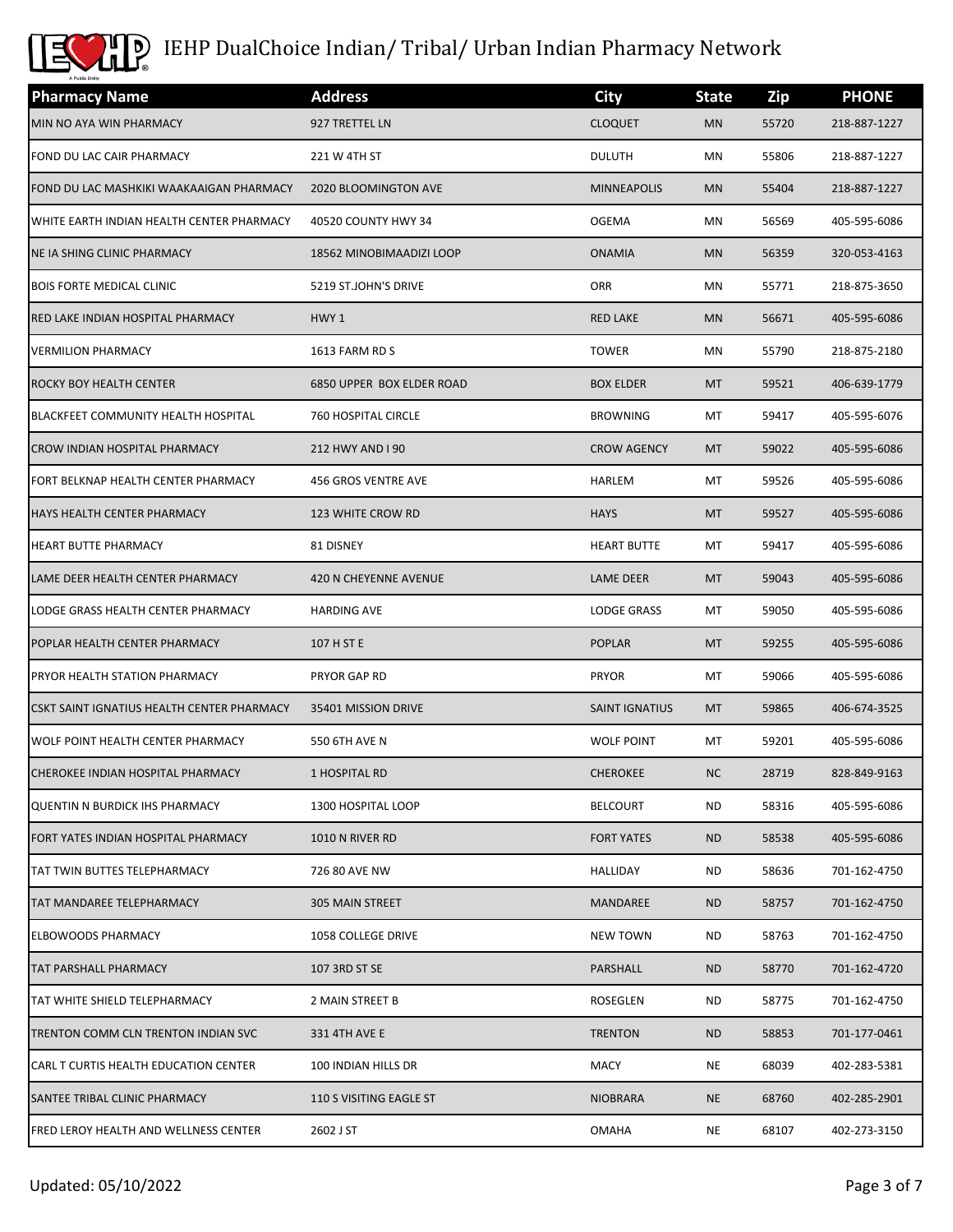# IEHP DualChoice Indian/ Tribal/ Urban Indian Pharmacy Network

| Pharmacy Name | Address | City | State | Zip | PHONE |
|---|---|---|---|---|---|
| MIN NO AYA WIN PHARMACY | 927 TRETTEL LN | CLOQUET | MN | 55720 | 218-887-1227 |
| FOND DU LAC CAIR PHARMACY | 221 W 4TH ST | DULUTH | MN | 55806 | 218-887-1227 |
| FOND DU LAC MASHKIKI WAAKAAIGAN PHARMACY | 2020 BLOOMINGTON AVE | MINNEAPOLIS | MN | 55404 | 218-887-1227 |
| WHITE EARTH INDIAN HEALTH CENTER PHARMACY | 40520 COUNTY HWY 34 | OGEMA | MN | 56569 | 405-595-6086 |
| NE IA SHING CLINIC PHARMACY | 18562 MINOBIMAADIZI LOOP | ONAMIA | MN | 56359 | 320-053-4163 |
| BOIS FORTE MEDICAL CLINIC | 5219 ST.JOHN'S DRIVE | ORR | MN | 55771 | 218-875-3650 |
| RED LAKE INDIAN HOSPITAL PHARMACY | HWY 1 | RED LAKE | MN | 56671 | 405-595-6086 |
| VERMILION PHARMACY | 1613 FARM RD S | TOWER | MN | 55790 | 218-875-2180 |
| ROCKY BOY HEALTH CENTER | 6850 UPPER BOX ELDER ROAD | BOX ELDER | MT | 59521 | 406-639-1779 |
| BLACKFEET COMMUNITY HEALTH HOSPITAL | 760 HOSPITAL CIRCLE | BROWNING | MT | 59417 | 405-595-6076 |
| CROW INDIAN HOSPITAL PHARMACY | 212 HWY AND I 90 | CROW AGENCY | MT | 59022 | 405-595-6086 |
| FORT BELKNAP HEALTH CENTER PHARMACY | 456 GROS VENTRE AVE | HARLEM | MT | 59526 | 405-595-6086 |
| HAYS HEALTH CENTER PHARMACY | 123 WHITE CROW RD | HAYS | MT | 59527 | 405-595-6086 |
| HEART BUTTE PHARMACY | 81 DISNEY | HEART BUTTE | MT | 59417 | 405-595-6086 |
| LAME DEER HEALTH CENTER PHARMACY | 420 N CHEYENNE AVENUE | LAME DEER | MT | 59043 | 405-595-6086 |
| LODGE GRASS HEALTH CENTER PHARMACY | HARDING AVE | LODGE GRASS | MT | 59050 | 405-595-6086 |
| POPLAR HEALTH CENTER PHARMACY | 107 H ST E | POPLAR | MT | 59255 | 405-595-6086 |
| PRYOR HEALTH STATION PHARMACY | PRYOR GAP RD | PRYOR | MT | 59066 | 405-595-6086 |
| CSKT SAINT IGNATIUS HEALTH CENTER PHARMACY | 35401 MISSION DRIVE | SAINT IGNATIUS | MT | 59865 | 406-674-3525 |
| WOLF POINT HEALTH CENTER PHARMACY | 550 6TH AVE N | WOLF POINT | MT | 59201 | 405-595-6086 |
| CHEROKEE INDIAN HOSPITAL PHARMACY | 1 HOSPITAL RD | CHEROKEE | NC | 28719 | 828-849-9163 |
| QUENTIN N BURDICK IHS PHARMACY | 1300 HOSPITAL LOOP | BELCOURT | ND | 58316 | 405-595-6086 |
| FORT YATES INDIAN HOSPITAL PHARMACY | 1010 N RIVER RD | FORT YATES | ND | 58538 | 405-595-6086 |
| TAT TWIN BUTTES TELEPHARMACY | 726 80 AVE NW | HALLIDAY | ND | 58636 | 701-162-4750 |
| TAT MANDAREE TELEPHARMACY | 305 MAIN STREET | MANDAREE | ND | 58757 | 701-162-4750 |
| ELBOWOODS PHARMACY | 1058 COLLEGE DRIVE | NEW TOWN | ND | 58763 | 701-162-4750 |
| TAT PARSHALL PHARMACY | 107 3RD ST SE | PARSHALL | ND | 58770 | 701-162-4720 |
| TAT WHITE SHIELD TELEPHARMACY | 2 MAIN STREET B | ROSEGLEN | ND | 58775 | 701-162-4750 |
| TRENTON COMM CLN TRENTON INDIAN SVC | 331 4TH AVE E | TRENTON | ND | 58853 | 701-177-0461 |
| CARL T CURTIS HEALTH EDUCATION CENTER | 100 INDIAN HILLS DR | MACY | NE | 68039 | 402-283-5381 |
| SANTEE TRIBAL CLINIC PHARMACY | 110 S VISITING EAGLE ST | NIOBRARA | NE | 68760 | 402-285-2901 |
| FRED LEROY HEALTH AND WELLNESS CENTER | 2602 J ST | OMAHA | NE | 68107 | 402-273-3150 |

Updated: 05/10/2022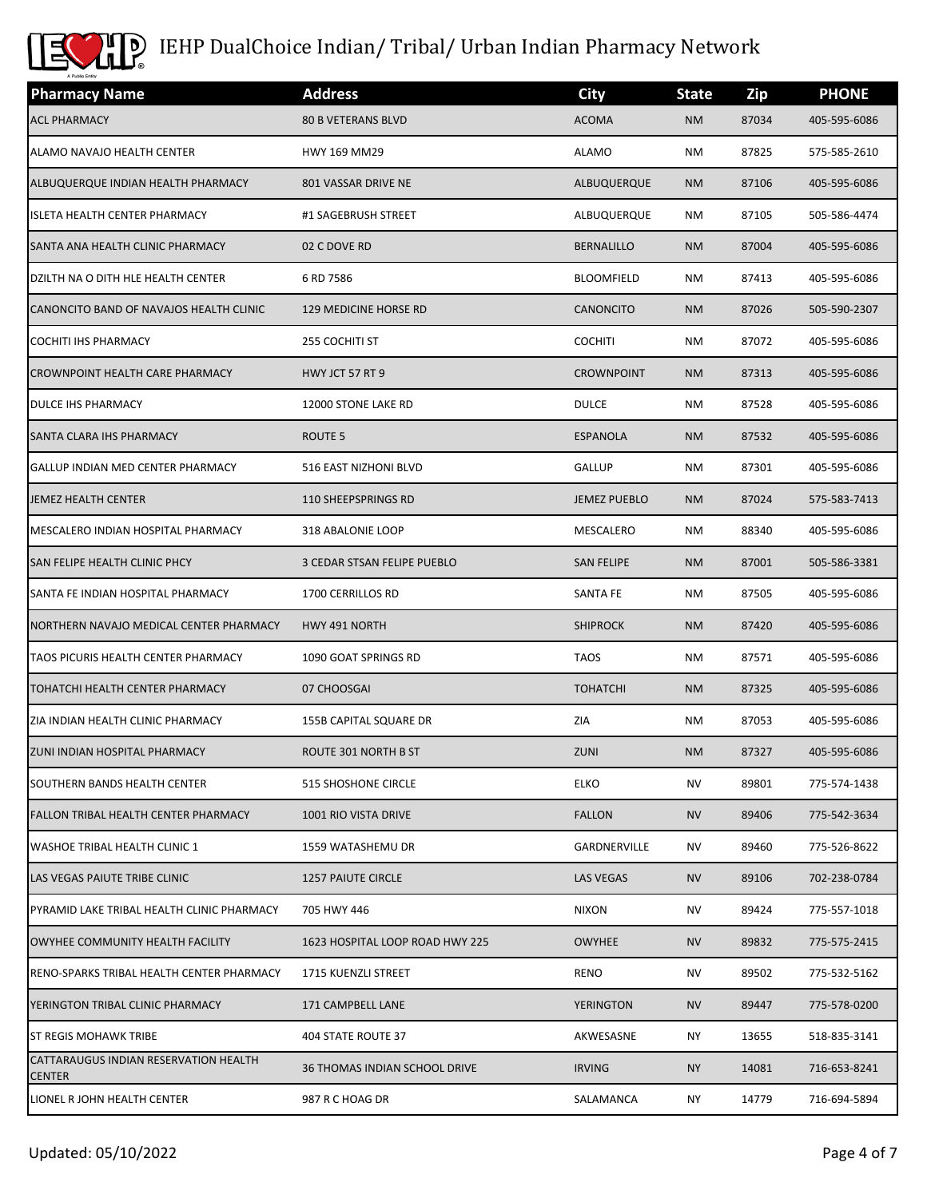# IEHP DualChoice Indian/ Tribal/ Urban Indian Pharmacy Network

| Pharmacy Name | Address | City | State | Zip | PHONE |
|---|---|---|---|---|---|
| ACL PHARMACY | 80 B VETERANS BLVD | ACOMA | NM | 87034 | 405-595-6086 |
| ALAMO NAVAJO HEALTH CENTER | HWY 169 MM29 | ALAMO | NM | 87825 | 575-585-2610 |
| ALBUQUERQUE INDIAN HEALTH PHARMACY | 801 VASSAR DRIVE NE | ALBUQUERQUE | NM | 87106 | 405-595-6086 |
| ISLETA HEALTH CENTER PHARMACY | #1 SAGEBRUSH STREET | ALBUQUERQUE | NM | 87105 | 505-586-4474 |
| SANTA ANA HEALTH CLINIC PHARMACY | 02 C DOVE RD | BERNALILLO | NM | 87004 | 405-595-6086 |
| DZILTH NA O DITH HLE HEALTH CENTER | 6 RD 7586 | BLOOMFIELD | NM | 87413 | 405-595-6086 |
| CANONCITO BAND OF NAVAJOS HEALTH CLINIC | 129 MEDICINE HORSE RD | CANONCITO | NM | 87026 | 505-590-2307 |
| COCHITI IHS PHARMACY | 255 COCHITI ST | COCHITI | NM | 87072 | 405-595-6086 |
| CROWNPOINT HEALTH CARE PHARMACY | HWY JCT 57 RT 9 | CROWNPOINT | NM | 87313 | 405-595-6086 |
| DULCE IHS PHARMACY | 12000 STONE LAKE RD | DULCE | NM | 87528 | 405-595-6086 |
| SANTA CLARA IHS PHARMACY | ROUTE 5 | ESPANOLA | NM | 87532 | 405-595-6086 |
| GALLUP INDIAN MED CENTER PHARMACY | 516 EAST NIZHONI BLVD | GALLUP | NM | 87301 | 405-595-6086 |
| JEMEZ HEALTH CENTER | 110 SHEEPSPRINGS RD | JEMEZ PUEBLO | NM | 87024 | 575-583-7413 |
| MESCALERO INDIAN HOSPITAL PHARMACY | 318 ABALONIE LOOP | MESCALERO | NM | 88340 | 405-595-6086 |
| SAN FELIPE HEALTH CLINIC PHCY | 3 CEDAR STSAN FELIPE PUEBLO | SAN FELIPE | NM | 87001 | 505-586-3381 |
| SANTA FE INDIAN HOSPITAL PHARMACY | 1700 CERRILLOS RD | SANTA FE | NM | 87505 | 405-595-6086 |
| NORTHERN NAVAJO MEDICAL CENTER PHARMACY | HWY 491 NORTH | SHIPROCK | NM | 87420 | 405-595-6086 |
| TAOS PICURIS HEALTH CENTER PHARMACY | 1090 GOAT SPRINGS RD | TAOS | NM | 87571 | 405-595-6086 |
| TOHATCHI HEALTH CENTER PHARMACY | 07 CHOOSGAI | TOHATCHI | NM | 87325 | 405-595-6086 |
| ZIA INDIAN HEALTH CLINIC PHARMACY | 155B CAPITAL SQUARE DR | ZIA | NM | 87053 | 405-595-6086 |
| ZUNI INDIAN HOSPITAL PHARMACY | ROUTE 301 NORTH B ST | ZUNI | NM | 87327 | 405-595-6086 |
| SOUTHERN BANDS HEALTH CENTER | 515 SHOSHONE CIRCLE | ELKO | NV | 89801 | 775-574-1438 |
| FALLON TRIBAL HEALTH CENTER PHARMACY | 1001 RIO VISTA DRIVE | FALLON | NV | 89406 | 775-542-3634 |
| WASHOE TRIBAL HEALTH CLINIC 1 | 1559 WATASHEMU DR | GARDNERVILLE | NV | 89460 | 775-526-8622 |
| LAS VEGAS PAIUTE TRIBE CLINIC | 1257 PAIUTE CIRCLE | LAS VEGAS | NV | 89106 | 702-238-0784 |
| PYRAMID LAKE TRIBAL HEALTH CLINIC PHARMACY | 705 HWY 446 | NIXON | NV | 89424 | 775-557-1018 |
| OWYHEE COMMUNITY HEALTH FACILITY | 1623 HOSPITAL LOOP ROAD HWY 225 | OWYHEE | NV | 89832 | 775-575-2415 |
| RENO-SPARKS TRIBAL HEALTH CENTER PHARMACY | 1715 KUENZLI STREET | RENO | NV | 89502 | 775-532-5162 |
| YERINGTON TRIBAL CLINIC PHARMACY | 171 CAMPBELL LANE | YERINGTON | NV | 89447 | 775-578-0200 |
| ST REGIS MOHAWK TRIBE | 404 STATE ROUTE 37 | AKWESASNE | NY | 13655 | 518-835-3141 |
| CATTARAUGUS INDIAN RESERVATION HEALTH CENTER | 36 THOMAS INDIAN SCHOOL DRIVE | IRVING | NY | 14081 | 716-653-8241 |
| LIONEL R JOHN HEALTH CENTER | 987 R C HOAG DR | SALAMANCA | NY | 14779 | 716-694-5894 |

Updated: 05/10/2022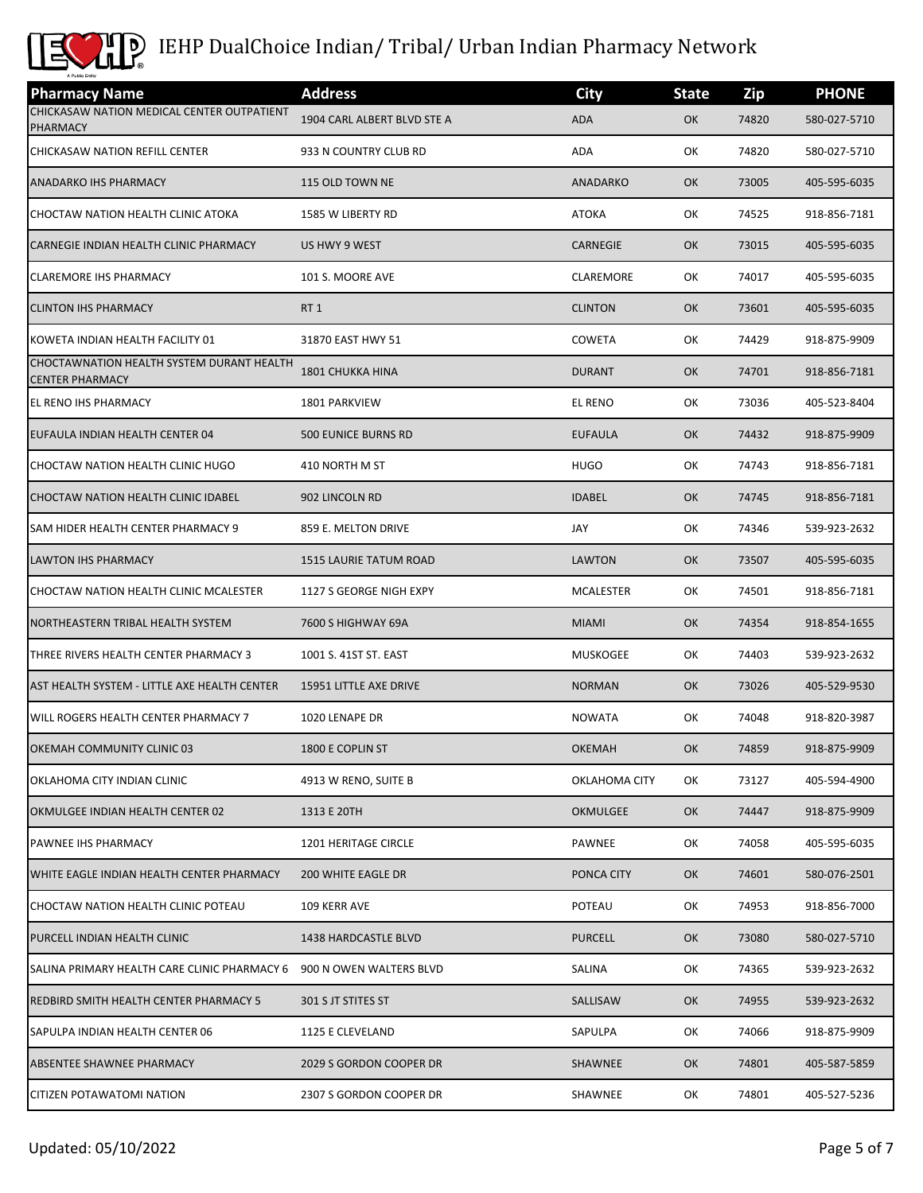# IEHP DualChoice Indian/ Tribal/ Urban Indian Pharmacy Network

| Pharmacy Name | Address | City | State | Zip | PHONE |
|---|---|---|---|---|---|
| CHICKASAW NATION MEDICAL CENTER OUTPATIENT PHARMACY | 1904 CARL ALBERT BLVD STE A | ADA | OK | 74820 | 580-027-5710 |
| CHICKASAW NATION REFILL CENTER | 933 N COUNTRY CLUB RD | ADA | OK | 74820 | 580-027-5710 |
| ANADARKO IHS PHARMACY | 115 OLD TOWN NE | ANADARKO | OK | 73005 | 405-595-6035 |
| CHOCTAW NATION HEALTH CLINIC ATOKA | 1585 W LIBERTY RD | ATOKA | OK | 74525 | 918-856-7181 |
| CARNEGIE INDIAN HEALTH CLINIC PHARMACY | US HWY 9 WEST | CARNEGIE | OK | 73015 | 405-595-6035 |
| CLAREMORE IHS PHARMACY | 101 S. MOORE AVE | CLAREMORE | OK | 74017 | 405-595-6035 |
| CLINTON IHS PHARMACY | RT 1 | CLINTON | OK | 73601 | 405-595-6035 |
| KOWETA INDIAN HEALTH FACILITY 01 | 31870 EAST HWY 51 | COWETA | OK | 74429 | 918-875-9909 |
| CHOCTAWNATION HEALTH SYSTEM DURANT HEALTH CENTER PHARMACY | 1801 CHUKKA HINA | DURANT | OK | 74701 | 918-856-7181 |
| EL RENO IHS PHARMACY | 1801 PARKVIEW | EL RENO | OK | 73036 | 405-523-8404 |
| EUFAULA INDIAN HEALTH CENTER 04 | 500 EUNICE BURNS RD | EUFAULA | OK | 74432 | 918-875-9909 |
| CHOCTAW NATION HEALTH CLINIC HUGO | 410 NORTH M ST | HUGO | OK | 74743 | 918-856-7181 |
| CHOCTAW NATION HEALTH CLINIC IDABEL | 902 LINCOLN RD | IDABEL | OK | 74745 | 918-856-7181 |
| SAM HIDER HEALTH CENTER PHARMACY 9 | 859 E. MELTON DRIVE | JAY | OK | 74346 | 539-923-2632 |
| LAWTON IHS PHARMACY | 1515 LAURIE TATUM ROAD | LAWTON | OK | 73507 | 405-595-6035 |
| CHOCTAW NATION HEALTH CLINIC MCALESTER | 1127 S GEORGE NIGH EXPY | MCALESTER | OK | 74501 | 918-856-7181 |
| NORTHEASTERN TRIBAL HEALTH SYSTEM | 7600 S HIGHWAY 69A | MIAMI | OK | 74354 | 918-854-1655 |
| THREE RIVERS HEALTH CENTER PHARMACY 3 | 1001 S. 41ST ST. EAST | MUSKOGEE | OK | 74403 | 539-923-2632 |
| AST HEALTH SYSTEM - LITTLE AXE HEALTH CENTER | 15951 LITTLE AXE DRIVE | NORMAN | OK | 73026 | 405-529-9530 |
| WILL ROGERS HEALTH CENTER PHARMACY 7 | 1020 LENAPE DR | NOWATA | OK | 74048 | 918-820-3987 |
| OKEMAH COMMUNITY CLINIC 03 | 1800 E COPLIN ST | OKEMAH | OK | 74859 | 918-875-9909 |
| OKLAHOMA CITY INDIAN CLINIC | 4913 W RENO, SUITE B | OKLAHOMA CITY | OK | 73127 | 405-594-4900 |
| OKMULGEE INDIAN HEALTH CENTER 02 | 1313 E 20TH | OKMULGEE | OK | 74447 | 918-875-9909 |
| PAWNEE IHS PHARMACY | 1201 HERITAGE CIRCLE | PAWNEE | OK | 74058 | 405-595-6035 |
| WHITE EAGLE INDIAN HEALTH CENTER PHARMACY | 200 WHITE EAGLE DR | PONCA CITY | OK | 74601 | 580-076-2501 |
| CHOCTAW NATION HEALTH CLINIC POTEAU | 109 KERR AVE | POTEAU | OK | 74953 | 918-856-7000 |
| PURCELL INDIAN HEALTH CLINIC | 1438 HARDCASTLE BLVD | PURCELL | OK | 73080 | 580-027-5710 |
| SALINA PRIMARY HEALTH CARE CLINIC PHARMACY 6 | 900 N OWEN WALTERS BLVD | SALINA | OK | 74365 | 539-923-2632 |
| REDBIRD SMITH HEALTH CENTER PHARMACY 5 | 301 S JT STITES ST | SALLISAW | OK | 74955 | 539-923-2632 |
| SAPULPA INDIAN HEALTH CENTER 06 | 1125 E CLEVELAND | SAPULPA | OK | 74066 | 918-875-9909 |
| ABSENTEE SHAWNEE PHARMACY | 2029 S GORDON COOPER DR | SHAWNEE | OK | 74801 | 405-587-5859 |
| CITIZEN POTAWATOMI NATION | 2307 S GORDON COOPER DR | SHAWNEE | OK | 74801 | 405-527-5236 |

Updated: 05/10/2022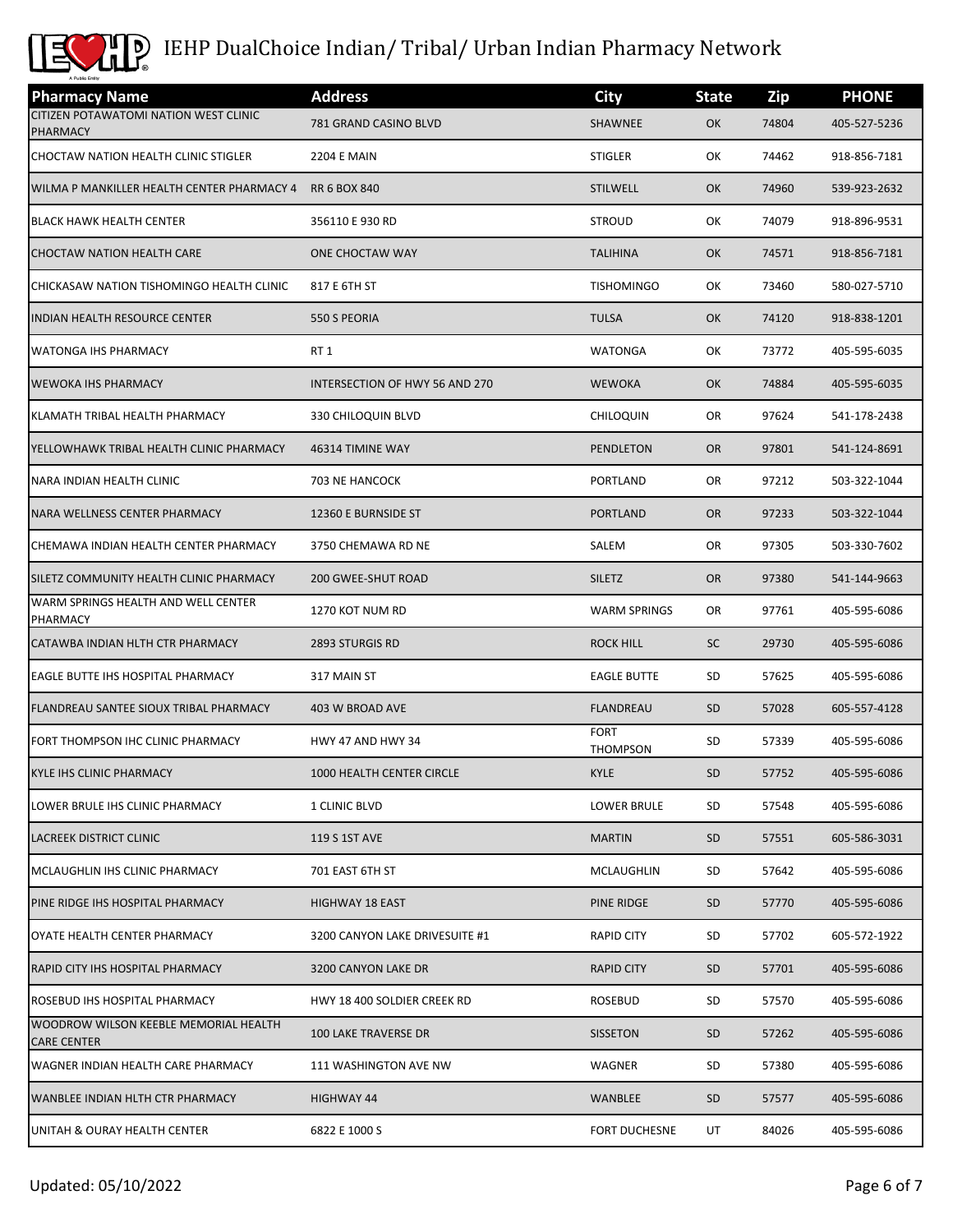# IEHP DualChoice Indian/ Tribal/ Urban Indian Pharmacy Network

| Pharmacy Name | Address | City | State | Zip | PHONE |
|---|---|---|---|---|---|
| CITIZEN POTAWATOMI NATION WEST CLINIC PHARMACY | 781 GRAND CASINO BLVD | SHAWNEE | OK | 74804 | 405-527-5236 |
| CHOCTAW NATION HEALTH CLINIC STIGLER | 2204 E MAIN | STIGLER | OK | 74462 | 918-856-7181 |
| WILMA P MANKILLER HEALTH CENTER PHARMACY 4 | RR 6 BOX 840 | STILWELL | OK | 74960 | 539-923-2632 |
| BLACK HAWK HEALTH CENTER | 356110 E 930 RD | STROUD | OK | 74079 | 918-896-9531 |
| CHOCTAW NATION HEALTH CARE | ONE CHOCTAW WAY | TALIHINA | OK | 74571 | 918-856-7181 |
| CHICKASAW NATION TISHOMINGO HEALTH CLINIC | 817 E 6TH ST | TISHOMINGO | OK | 73460 | 580-027-5710 |
| INDIAN HEALTH RESOURCE CENTER | 550 S PEORIA | TULSA | OK | 74120 | 918-838-1201 |
| WATONGA IHS PHARMACY | RT 1 | WATONGA | OK | 73772 | 405-595-6035 |
| WEWOKA IHS PHARMACY | INTERSECTION OF HWY 56 AND 270 | WEWOKA | OK | 74884 | 405-595-6035 |
| KLAMATH TRIBAL HEALTH PHARMACY | 330 CHILOQUIN BLVD | CHILOQUIN | OR | 97624 | 541-178-2438 |
| YELLOWHAWK TRIBAL HEALTH CLINIC PHARMACY | 46314 TIMINE WAY | PENDLETON | OR | 97801 | 541-124-8691 |
| NARA INDIAN HEALTH CLINIC | 703 NE HANCOCK | PORTLAND | OR | 97212 | 503-322-1044 |
| NARA WELLNESS CENTER PHARMACY | 12360 E BURNSIDE ST | PORTLAND | OR | 97233 | 503-322-1044 |
| CHEMAWA INDIAN HEALTH CENTER PHARMACY | 3750 CHEMAWA RD NE | SALEM | OR | 97305 | 503-330-7602 |
| SILETZ COMMUNITY HEALTH CLINIC PHARMACY | 200 GWEE-SHUT ROAD | SILETZ | OR | 97380 | 541-144-9663 |
| WARM SPRINGS HEALTH AND WELL CENTER PHARMACY | 1270 KOT NUM RD | WARM SPRINGS | OR | 97761 | 405-595-6086 |
| CATAWBA INDIAN HLTH CTR PHARMACY | 2893 STURGIS RD | ROCK HILL | SC | 29730 | 405-595-6086 |
| EAGLE BUTTE IHS HOSPITAL PHARMACY | 317 MAIN ST | EAGLE BUTTE | SD | 57625 | 405-595-6086 |
| FLANDREAU SANTEE SIOUX TRIBAL PHARMACY | 403 W BROAD AVE | FLANDREAU | SD | 57028 | 605-557-4128 |
| FORT THOMPSON IHC CLINIC PHARMACY | HWY 47 AND HWY 34 | FORT THOMPSON | SD | 57339 | 405-595-6086 |
| KYLE IHS CLINIC PHARMACY | 1000 HEALTH CENTER CIRCLE | KYLE | SD | 57752 | 405-595-6086 |
| LOWER BRULE IHS CLINIC PHARMACY | 1 CLINIC BLVD | LOWER BRULE | SD | 57548 | 405-595-6086 |
| LACREEK DISTRICT CLINIC | 119 S 1ST AVE | MARTIN | SD | 57551 | 605-586-3031 |
| MCLAUGHLIN IHS CLINIC PHARMACY | 701 EAST 6TH ST | MCLAUGHLIN | SD | 57642 | 405-595-6086 |
| PINE RIDGE IHS HOSPITAL PHARMACY | HIGHWAY 18 EAST | PINE RIDGE | SD | 57770 | 405-595-6086 |
| OYATE HEALTH CENTER PHARMACY | 3200 CANYON LAKE DRIVESUITE #1 | RAPID CITY | SD | 57702 | 605-572-1922 |
| RAPID CITY IHS HOSPITAL PHARMACY | 3200 CANYON LAKE DR | RAPID CITY | SD | 57701 | 405-595-6086 |
| ROSEBUD IHS HOSPITAL PHARMACY | HWY 18 400 SOLDIER CREEK RD | ROSEBUD | SD | 57570 | 405-595-6086 |
| WOODROW WILSON KEEBLE MEMORIAL HEALTH CARE CENTER | 100 LAKE TRAVERSE DR | SISSETON | SD | 57262 | 405-595-6086 |
| WAGNER INDIAN HEALTH CARE PHARMACY | 111 WASHINGTON AVE NW | WAGNER | SD | 57380 | 405-595-6086 |
| WANBLEE INDIAN HLTH CTR PHARMACY | HIGHWAY 44 | WANBLEE | SD | 57577 | 405-595-6086 |
| UNITAH & OURAY HEALTH CENTER | 6822 E 1000 S | FORT DUCHESNE | UT | 84026 | 405-595-6086 |

Updated: 05/10/2022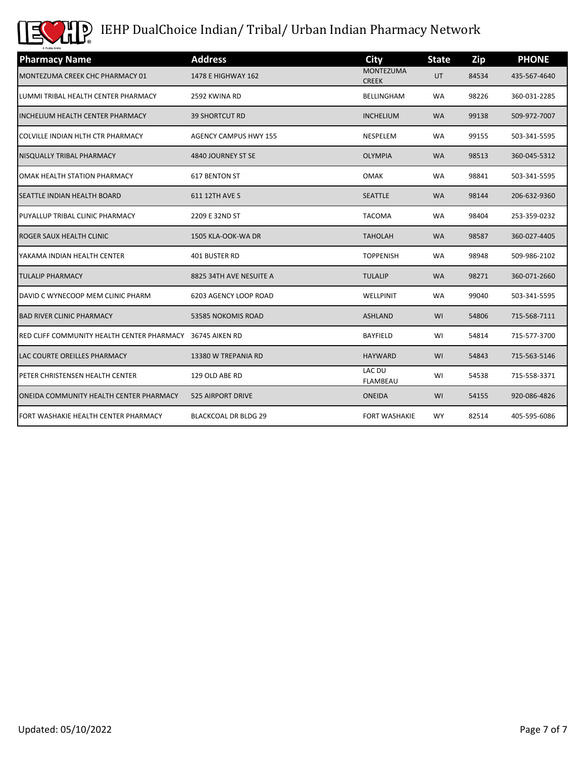# IEHP DualChoice Indian/ Tribal/ Urban Indian Pharmacy Network

| Pharmacy Name | Address | City | State | Zip | PHONE |
|---|---|---|---|---|---|
| MONTEZUMA CREEK CHC PHARMACY 01 | 1478 E HIGHWAY 162 | MONTEZUMA CREEK | UT | 84534 | 435-567-4640 |
| LUMMI TRIBAL HEALTH CENTER PHARMACY | 2592 KWINA RD | BELLINGHAM | WA | 98226 | 360-031-2285 |
| INCHELIUM HEALTH CENTER PHARMACY | 39 SHORTCUT RD | INCHELIUM | WA | 99138 | 509-972-7007 |
| COLVILLE INDIAN HLTH CTR PHARMACY | AGENCY CAMPUS HWY 155 | NESPELEM | WA | 99155 | 503-341-5595 |
| NISQUALLY TRIBAL PHARMACY | 4840 JOURNEY ST SE | OLYMPIA | WA | 98513 | 360-045-5312 |
| OMAK HEALTH STATION PHARMACY | 617 BENTON ST | OMAK | WA | 98841 | 503-341-5595 |
| SEATTLE INDIAN HEALTH BOARD | 611 12TH AVE S | SEATTLE | WA | 98144 | 206-632-9360 |
| PUYALLUP TRIBAL CLINIC PHARMACY | 2209 E 32ND ST | TACOMA | WA | 98404 | 253-359-0232 |
| ROGER SAUX HEALTH CLINIC | 1505 KLA-OOK-WA DR | TAHOLAH | WA | 98587 | 360-027-4405 |
| YAKAMA INDIAN HEALTH CENTER | 401 BUSTER RD | TOPPENISH | WA | 98948 | 509-986-2102 |
| TULALIP PHARMACY | 8825 34TH AVE NESUITE A | TULALIP | WA | 98271 | 360-071-2660 |
| DAVID C WYNECOOP MEM CLINIC PHARM | 6203 AGENCY LOOP ROAD | WELLPINIT | WA | 99040 | 503-341-5595 |
| BAD RIVER CLINIC PHARMACY | 53585 NOKOMIS ROAD | ASHLAND | WI | 54806 | 715-568-7111 |
| RED CLIFF COMMUNITY HEALTH CENTER PHARMACY | 36745 AIKEN RD | BAYFIELD | WI | 54814 | 715-577-3700 |
| LAC COURTE OREILLES PHARMACY | 13380 W TREPANIA RD | HAYWARD | WI | 54843 | 715-563-5146 |
| PETER CHRISTENSEN HEALTH CENTER | 129 OLD ABE RD | LAC DU FLAMBEAU | WI | 54538 | 715-558-3371 |
| ONEIDA COMMUNITY HEALTH CENTER PHARMACY | 525 AIRPORT DRIVE | ONEIDA | WI | 54155 | 920-086-4826 |
| FORT WASHAKIE HEALTH CENTER PHARMACY | BLACKCOAL DR BLDG 29 | FORT WASHAKIE | WY | 82514 | 405-595-6086 |

Updated: 05/10/2022